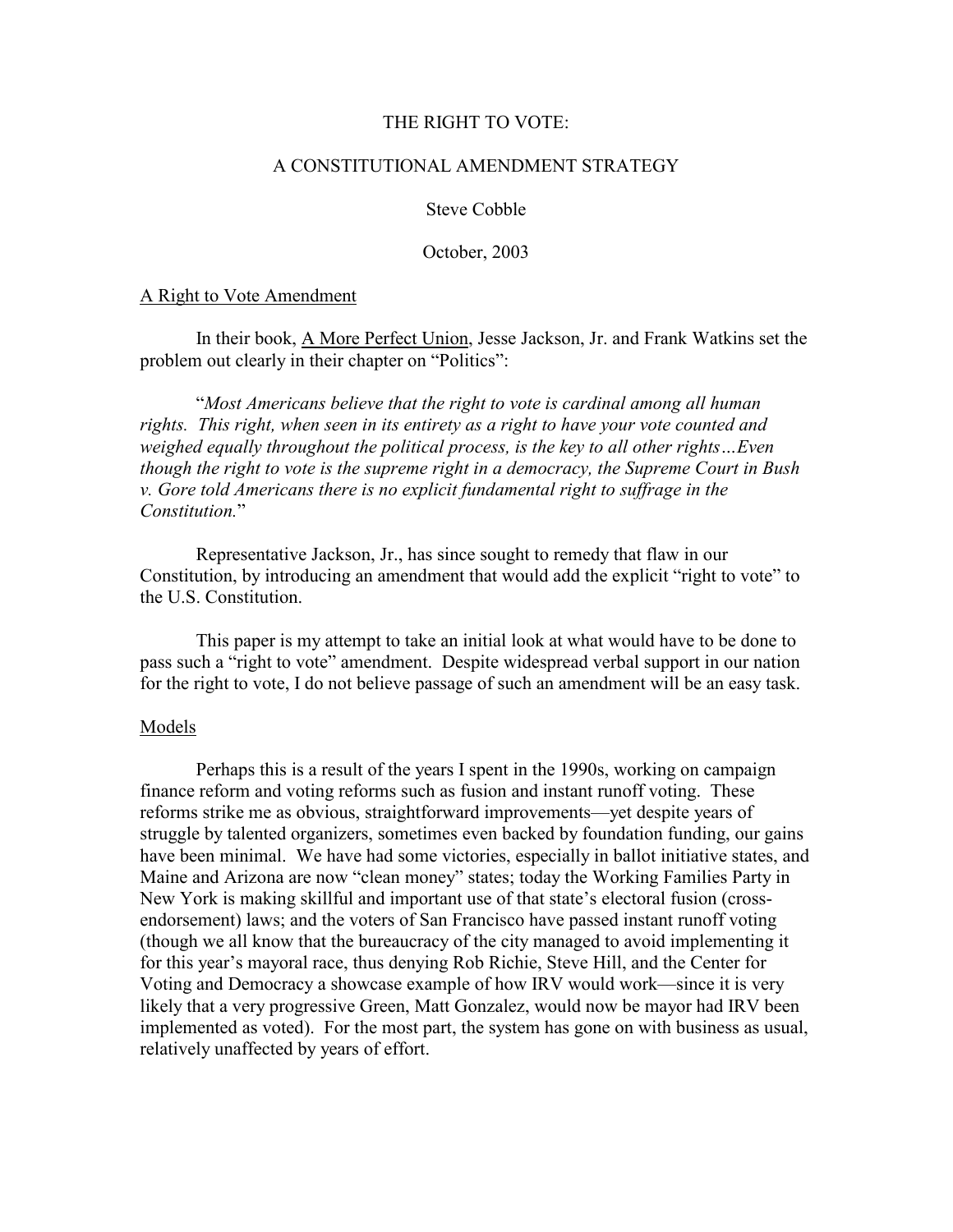# THE RIGHT TO VOTE:

## A CONSTITUTIONAL AMENDMENT STRATEGY

Steve Cobble

October, 2003

### A Right to Vote Amendment

In their book, A More Perfect Union, Jesse Jackson, Jr. and Frank Watkins set the problem out clearly in their chapter on "Politics":

"*Most Americans believe that the right to vote is cardinal among all human rights. This right, when seen in its entirety as a right to have your vote counted and weighed equally throughout the political process, is the key to all other rights…Even though the right to vote is the supreme right in a democracy, the Supreme Court in Bush v. Gore told Americans there is no explicit fundamental right to suffrage in the Constitution.*"

Representative Jackson, Jr., has since sought to remedy that flaw in our Constitution, by introducing an amendment that would add the explicit "right to vote" to the U.S. Constitution.

This paper is my attempt to take an initial look at what would have to be done to pass such a "right to vote" amendment. Despite widespread verbal support in our nation for the right to vote, I do not believe passage of such an amendment will be an easy task.

### Models

Perhaps this is a result of the years I spent in the 1990s, working on campaign finance reform and voting reforms such as fusion and instant runoff voting. These reforms strike me as obvious, straightforward improvements—yet despite years of struggle by talented organizers, sometimes even backed by foundation funding, our gains have been minimal. We have had some victories, especially in ballot initiative states, and Maine and Arizona are now "clean money" states; today the Working Families Party in New York is making skillful and important use of that state's electoral fusion (cross-endorsement) laws; and the voters of San Francisco have passed instant runoff voting (though we all know that the bureaucracy of the city managed to avoid implementing it for this year's mayoral race, thus denying Rob Richie, Steve Hill, and the Center for Voting and Democracy a showcase example of how IRV would work—since it is very likely that a very progressive Green, Matt Gonzalez, would now be mayor had IRV been implemented as voted). For the most part, the system has gone on with business as usual, relatively unaffected by years of effort.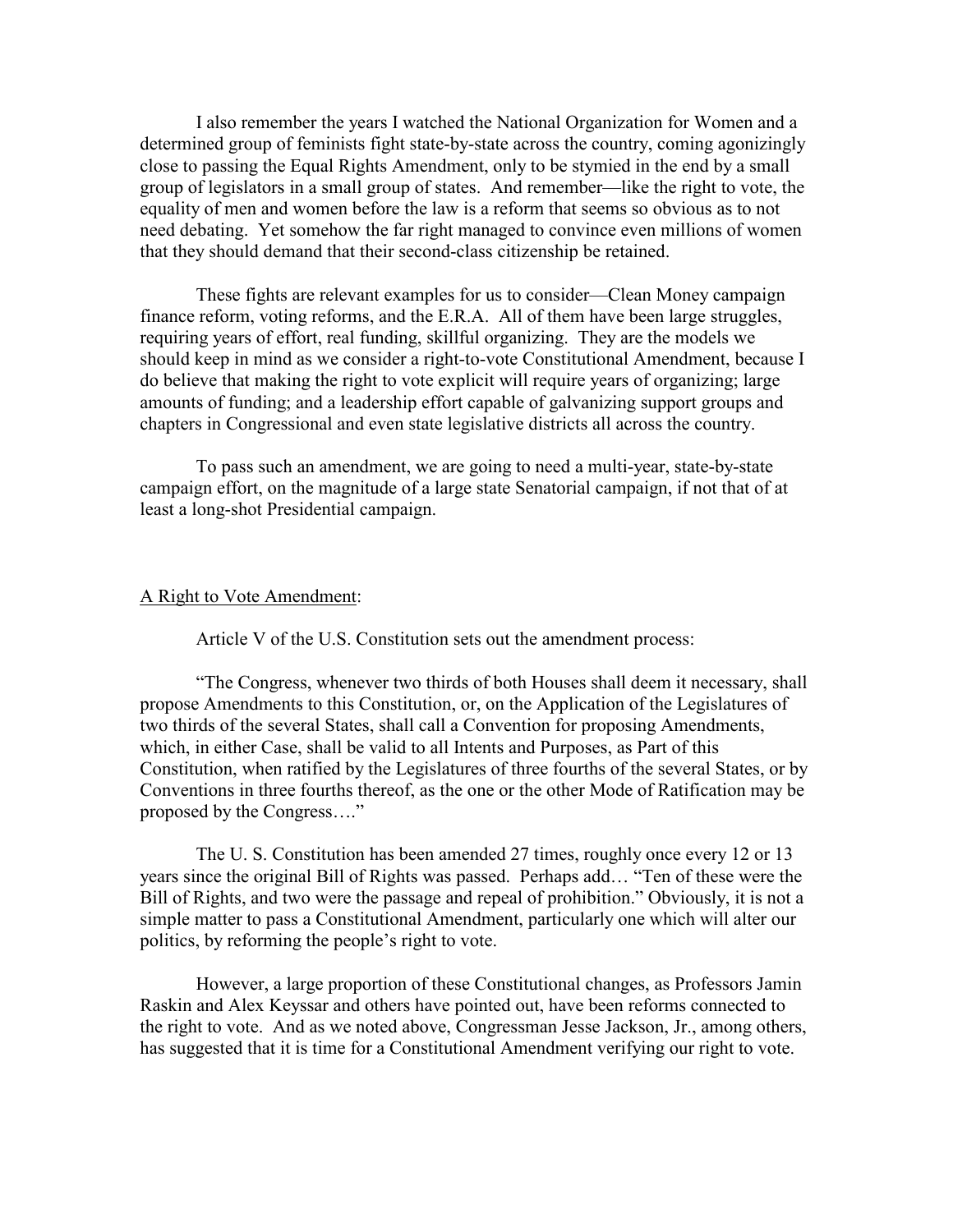I also remember the years I watched the National Organization for Women and a determined group of feminists fight state-by-state across the country, coming agonizingly close to passing the Equal Rights Amendment, only to be stymied in the end by a small group of legislators in a small group of states. And remember—like the right to vote, the equality of men and women before the law is a reform that seems so obvious as to not need debating. Yet somehow the far right managed to convince even millions of women that they should demand that their second-class citizenship be retained.

These fights are relevant examples for us to consider—Clean Money campaign finance reform, voting reforms, and the E.R.A. All of them have been large struggles, requiring years of effort, real funding, skillful organizing. They are the models we should keep in mind as we consider a right-to-vote Constitutional Amendment, because I do believe that making the right to vote explicit will require years of organizing; large amounts of funding; and a leadership effort capable of galvanizing support groups and chapters in Congressional and even state legislative districts all across the country.

To pass such an amendment, we are going to need a multi-year, state-by-state campaign effort, on the magnitude of a large state Senatorial campaign, if not that of at least a long-shot Presidential campaign.

<u>A Right to Vote Amendment</u>:

Article V of the U.S. Constitution sets out the amendment process:

"The Congress, whenever two thirds of both Houses shall deem it necessary, shall propose Amendments to this Constitution, or, on the Application of the Legislatures of two thirds of the several States, shall call a Convention for proposing Amendments, which, in either Case, shall be valid to all Intents and Purposes, as Part of this Constitution, when ratified by the Legislatures of three fourths of the several States, or by Conventions in three fourths thereof, as the one or the other Mode of Ratification may be proposed by the Congress…."

The U. S. Constitution has been amended 27 times, roughly once every 12 or 13 years since the original Bill of Rights was passed. Perhaps add… "Ten of these were the Bill of Rights, and two were the passage and repeal of prohibition." Obviously, it is not a simple matter to pass a Constitutional Amendment, particularly one which will alter our politics, by reforming the people's right to vote.

However, a large proportion of these Constitutional changes, as Professors Jamin Raskin and Alex Keyssar and others have pointed out, have been reforms connected to the right to vote. And as we noted above, Congressman Jesse Jackson, Jr., among others, has suggested that it is time for a Constitutional Amendment verifying our right to vote.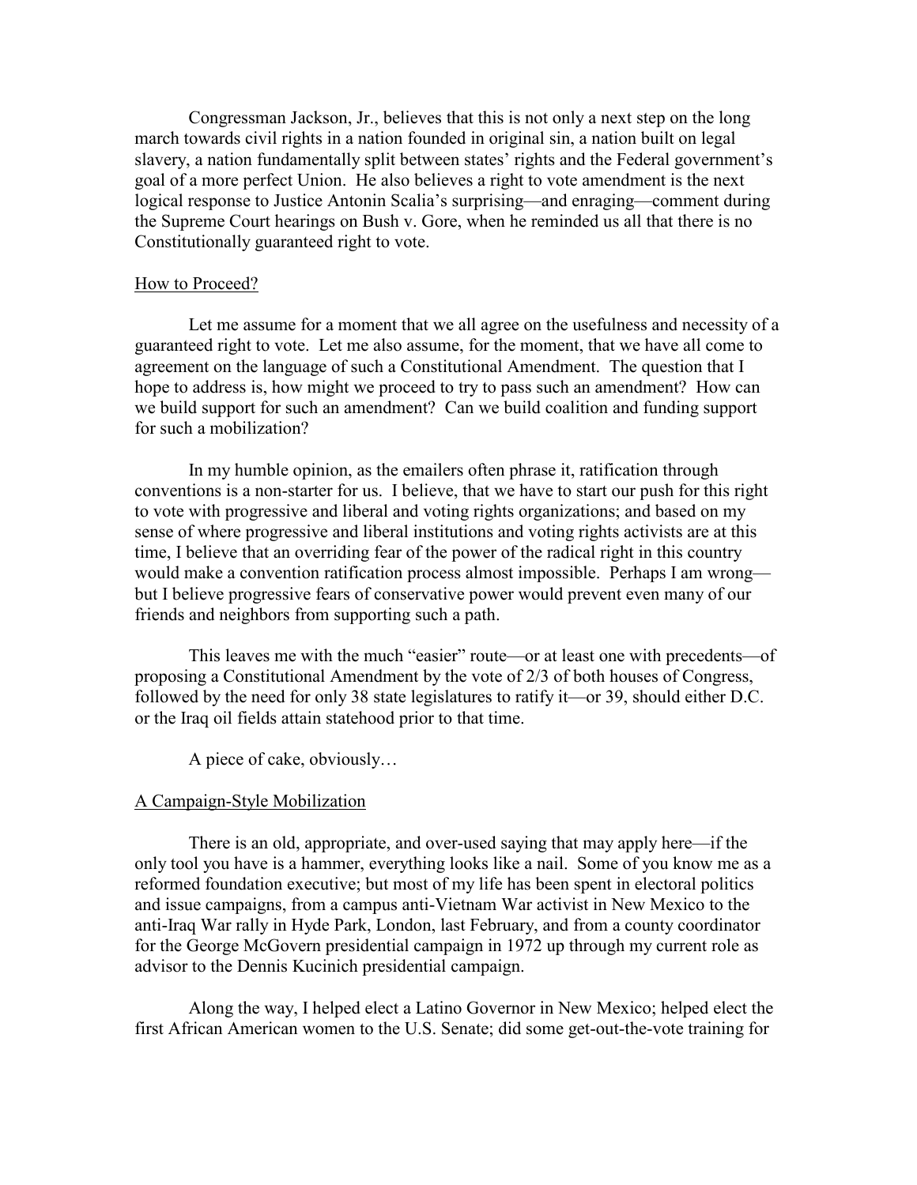Congressman Jackson, Jr., believes that this is not only a next step on the long march towards civil rights in a nation founded in original sin, a nation built on legal slavery, a nation fundamentally split between states' rights and the Federal government's goal of a more perfect Union. He also believes a right to vote amendment is the next logical response to Justice Antonin Scalia's surprising—and enraging—comment during the Supreme Court hearings on Bush v. Gore, when he reminded us all that there is no Constitutionally guaranteed right to vote.

## How to Proceed?

Let me assume for a moment that we all agree on the usefulness and necessity of a guaranteed right to vote. Let me also assume, for the moment, that we have all come to agreement on the language of such a Constitutional Amendment. The question that I hope to address is, how might we proceed to try to pass such an amendment? How can we build support for such an amendment? Can we build coalition and funding support for such a mobilization?

In my humble opinion, as the emailers often phrase it, ratification through conventions is a non-starter for us. I believe, that we have to start our push for this right to vote with progressive and liberal and voting rights organizations; and based on my sense of where progressive and liberal institutions and voting rights activists are at this time, I believe that an overriding fear of the power of the radical right in this country would make a convention ratification process almost impossible. Perhaps I am wrong—but I believe progressive fears of conservative power would prevent even many of our friends and neighbors from supporting such a path.

This leaves me with the much "easier" route—or at least one with precedents—of proposing a Constitutional Amendment by the vote of 2/3 of both houses of Congress, followed by the need for only 38 state legislatures to ratify it—or 39, should either D.C. or the Iraq oil fields attain statehood prior to that time.

A piece of cake, obviously…

## A Campaign-Style Mobilization

There is an old, appropriate, and over-used saying that may apply here—if the only tool you have is a hammer, everything looks like a nail. Some of you know me as a reformed foundation executive; but most of my life has been spent in electoral politics and issue campaigns, from a campus anti-Vietnam War activist in New Mexico to the anti-Iraq War rally in Hyde Park, London, last February, and from a county coordinator for the George McGovern presidential campaign in 1972 up through my current role as advisor to the Dennis Kucinich presidential campaign.

Along the way, I helped elect a Latino Governor in New Mexico; helped elect the first African American women to the U.S. Senate; did some get-out-the-vote training for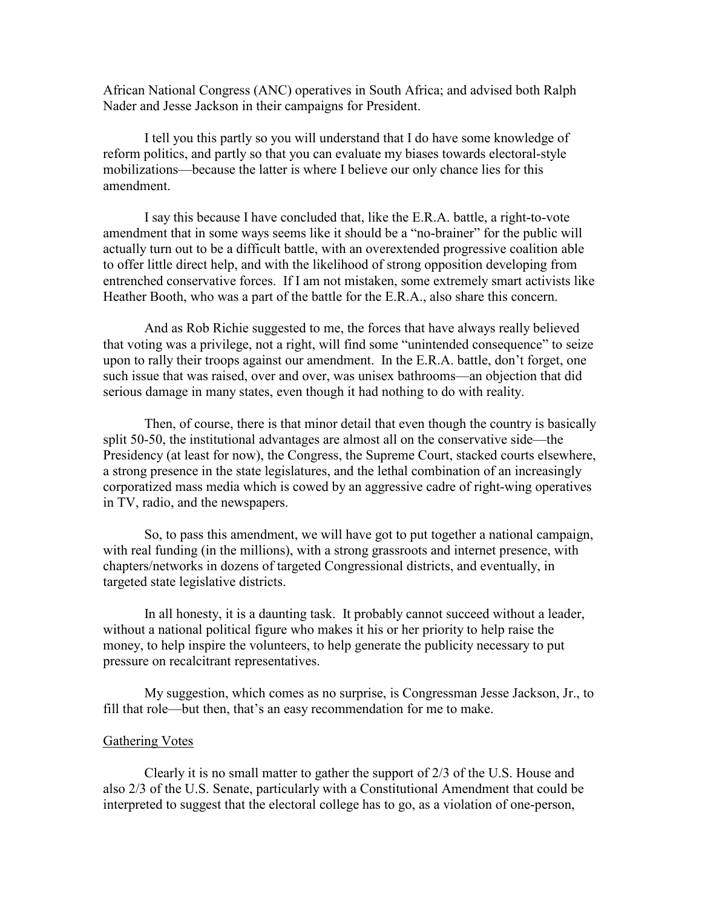African National Congress (ANC) operatives in South Africa; and advised both Ralph Nader and Jesse Jackson in their campaigns for President.

I tell you this partly so you will understand that I do have some knowledge of reform politics, and partly so that you can evaluate my biases towards electoral-style mobilizations—because the latter is where I believe our only chance lies for this amendment.

I say this because I have concluded that, like the E.R.A. battle, a right-to-vote amendment that in some ways seems like it should be a "no-brainer" for the public will actually turn out to be a difficult battle, with an overextended progressive coalition able to offer little direct help, and with the likelihood of strong opposition developing from entrenched conservative forces. If I am not mistaken, some extremely smart activists like Heather Booth, who was a part of the battle for the E.R.A., also share this concern.

And as Rob Richie suggested to me, the forces that have always really believed that voting was a privilege, not a right, will find some "unintended consequence" to seize upon to rally their troops against our amendment. In the E.R.A. battle, don't forget, one such issue that was raised, over and over, was unisex bathrooms—an objection that did serious damage in many states, even though it had nothing to do with reality.

Then, of course, there is that minor detail that even though the country is basically split 50-50, the institutional advantages are almost all on the conservative side—the Presidency (at least for now), the Congress, the Supreme Court, stacked courts elsewhere, a strong presence in the state legislatures, and the lethal combination of an increasingly corporatized mass media which is cowed by an aggressive cadre of right-wing operatives in TV, radio, and the newspapers.

So, to pass this amendment, we will have got to put together a national campaign, with real funding (in the millions), with a strong grassroots and internet presence, with chapters/networks in dozens of targeted Congressional districts, and eventually, in targeted state legislative districts.

In all honesty, it is a daunting task. It probably cannot succeed without a leader, without a national political figure who makes it his or her priority to help raise the money, to help inspire the volunteers, to help generate the publicity necessary to put pressure on recalcitrant representatives.

My suggestion, which comes as no surprise, is Congressman Jesse Jackson, Jr., to fill that role—but then, that's an easy recommendation for me to make.

<u>Gathering Votes</u>

Clearly it is no small matter to gather the support of 2/3 of the U.S. House and also 2/3 of the U.S. Senate, particularly with a Constitutional Amendment that could be interpreted to suggest that the electoral college has to go, as a violation of one-person,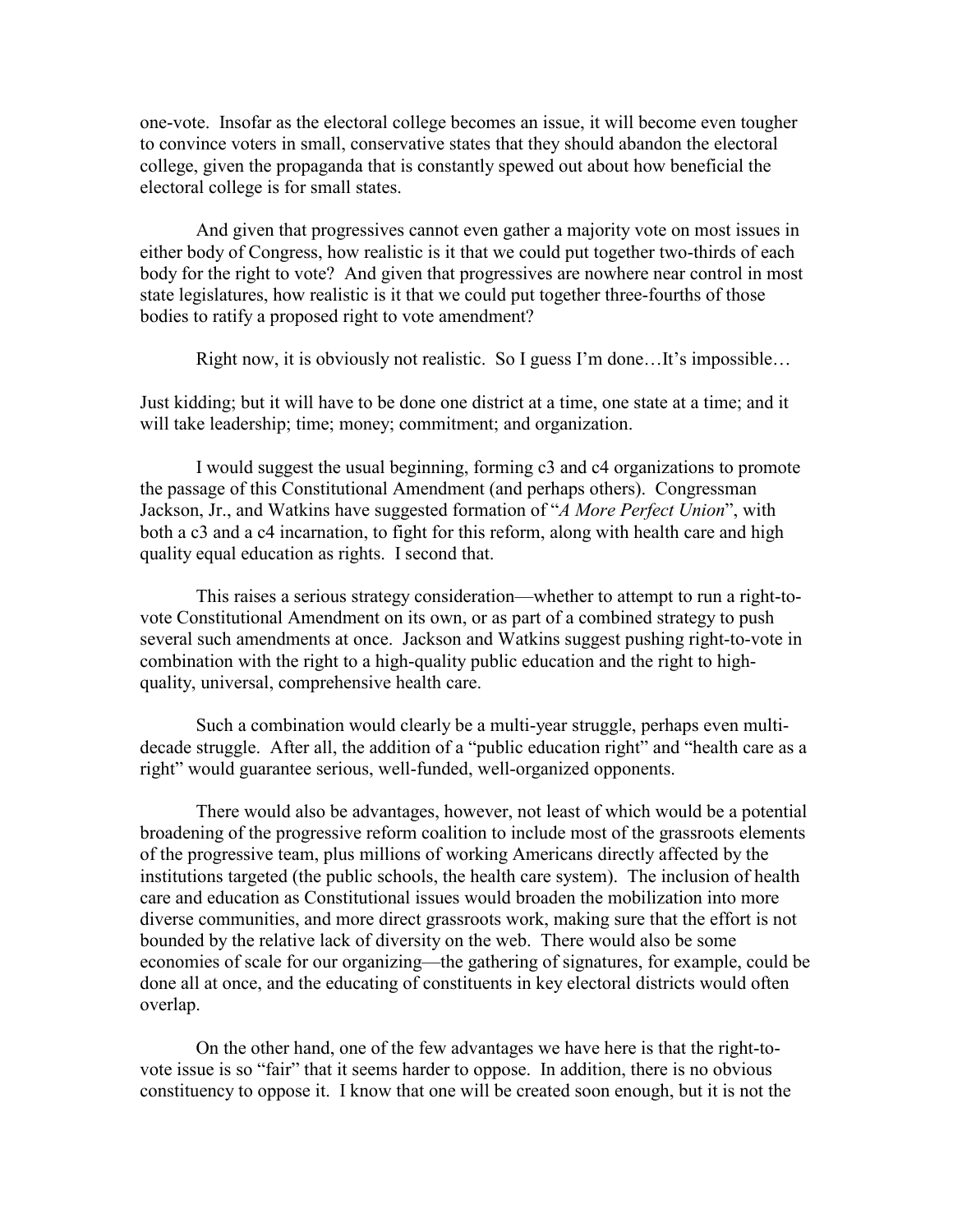one-vote. Insofar as the electoral college becomes an issue, it will become even tougher to convince voters in small, conservative states that they should abandon the electoral college, given the propaganda that is constantly spewed out about how beneficial the electoral college is for small states.

And given that progressives cannot even gather a majority vote on most issues in either body of Congress, how realistic is it that we could put together two-thirds of each body for the right to vote? And given that progressives are nowhere near control in most state legislatures, how realistic is it that we could put together three-fourths of those bodies to ratify a proposed right to vote amendment?

Right now, it is obviously not realistic. So I guess I'm done…It's impossible…

Just kidding; but it will have to be done one district at a time, one state at a time; and it will take leadership; time; money; commitment; and organization.

I would suggest the usual beginning, forming c3 and c4 organizations to promote the passage of this Constitutional Amendment (and perhaps others). Congressman Jackson, Jr., and Watkins have suggested formation of "*A More Perfect Union*", with both a c3 and a c4 incarnation, to fight for this reform, along with health care and high quality equal education as rights. I second that.

This raises a serious strategy consideration—whether to attempt to run a right-to-vote Constitutional Amendment on its own, or as part of a combined strategy to push several such amendments at once. Jackson and Watkins suggest pushing right-to-vote in combination with the right to a high-quality public education and the right to high-quality, universal, comprehensive health care.

Such a combination would clearly be a multi-year struggle, perhaps even multi-decade struggle. After all, the addition of a "public education right" and "health care as a right" would guarantee serious, well-funded, well-organized opponents.

There would also be advantages, however, not least of which would be a potential broadening of the progressive reform coalition to include most of the grassroots elements of the progressive team, plus millions of working Americans directly affected by the institutions targeted (the public schools, the health care system). The inclusion of health care and education as Constitutional issues would broaden the mobilization into more diverse communities, and more direct grassroots work, making sure that the effort is not bounded by the relative lack of diversity on the web. There would also be some economies of scale for our organizing—the gathering of signatures, for example, could be done all at once, and the educating of constituents in key electoral districts would often overlap.

On the other hand, one of the few advantages we have here is that the right-to-vote issue is so "fair" that it seems harder to oppose. In addition, there is no obvious constituency to oppose it. I know that one will be created soon enough, but it is not the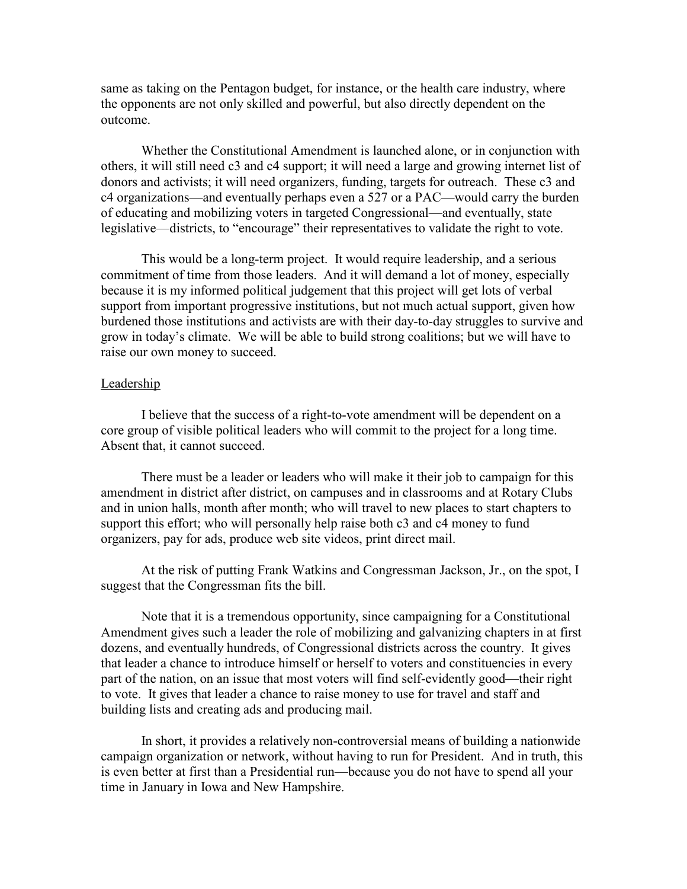same as taking on the Pentagon budget, for instance, or the health care industry, where the opponents are not only skilled and powerful, but also directly dependent on the outcome.

Whether the Constitutional Amendment is launched alone, or in conjunction with others, it will still need c3 and c4 support; it will need a large and growing internet list of donors and activists; it will need organizers, funding, targets for outreach. These c3 and c4 organizations—and eventually perhaps even a 527 or a PAC—would carry the burden of educating and mobilizing voters in targeted Congressional—and eventually, state legislative—districts, to "encourage" their representatives to validate the right to vote.

This would be a long-term project. It would require leadership, and a serious commitment of time from those leaders. And it will demand a lot of money, especially because it is my informed political judgement that this project will get lots of verbal support from important progressive institutions, but not much actual support, given how burdened those institutions and activists are with their day-to-day struggles to survive and grow in today's climate. We will be able to build strong coalitions; but we will have to raise our own money to succeed.

Leadership

I believe that the success of a right-to-vote amendment will be dependent on a core group of visible political leaders who will commit to the project for a long time. Absent that, it cannot succeed.

There must be a leader or leaders who will make it their job to campaign for this amendment in district after district, on campuses and in classrooms and at Rotary Clubs and in union halls, month after month; who will travel to new places to start chapters to support this effort; who will personally help raise both c3 and c4 money to fund organizers, pay for ads, produce web site videos, print direct mail.

At the risk of putting Frank Watkins and Congressman Jackson, Jr., on the spot, I suggest that the Congressman fits the bill.

Note that it is a tremendous opportunity, since campaigning for a Constitutional Amendment gives such a leader the role of mobilizing and galvanizing chapters in at first dozens, and eventually hundreds, of Congressional districts across the country. It gives that leader a chance to introduce himself or herself to voters and constituencies in every part of the nation, on an issue that most voters will find self-evidently good—their right to vote. It gives that leader a chance to raise money to use for travel and staff and building lists and creating ads and producing mail.

In short, it provides a relatively non-controversial means of building a nationwide campaign organization or network, without having to run for President. And in truth, this is even better at first than a Presidential run—because you do not have to spend all your time in January in Iowa and New Hampshire.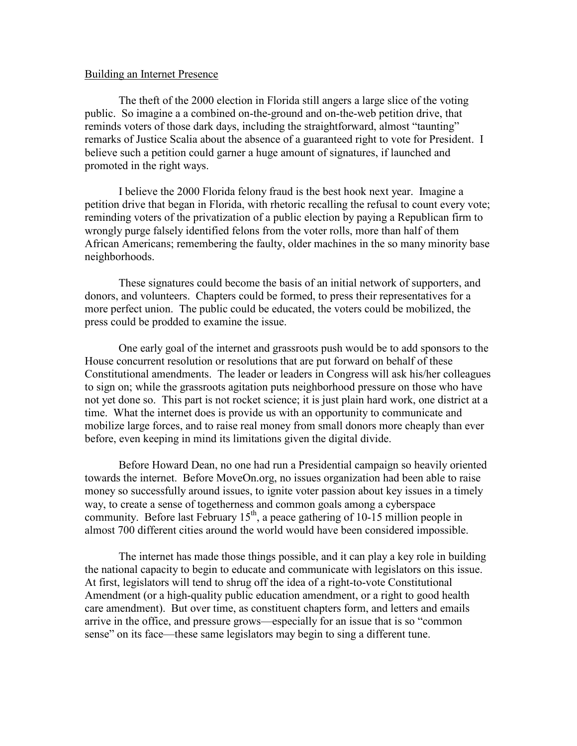Building an Internet Presence

The theft of the 2000 election in Florida still angers a large slice of the voting public. So imagine a a combined on-the-ground and on-the-web petition drive, that reminds voters of those dark days, including the straightforward, almost "taunting" remarks of Justice Scalia about the absence of a guaranteed right to vote for President. I believe such a petition could garner a huge amount of signatures, if launched and promoted in the right ways.

I believe the 2000 Florida felony fraud is the best hook next year. Imagine a petition drive that began in Florida, with rhetoric recalling the refusal to count every vote; reminding voters of the privatization of a public election by paying a Republican firm to wrongly purge falsely identified felons from the voter rolls, more than half of them African Americans; remembering the faulty, older machines in the so many minority base neighborhoods.

These signatures could become the basis of an initial network of supporters, and donors, and volunteers. Chapters could be formed, to press their representatives for a more perfect union. The public could be educated, the voters could be mobilized, the press could be prodded to examine the issue.

One early goal of the internet and grassroots push would be to add sponsors to the House concurrent resolution or resolutions that are put forward on behalf of these Constitutional amendments. The leader or leaders in Congress will ask his/her colleagues to sign on; while the grassroots agitation puts neighborhood pressure on those who have not yet done so. This part is not rocket science; it is just plain hard work, one district at a time. What the internet does is provide us with an opportunity to communicate and mobilize large forces, and to raise real money from small donors more cheaply than ever before, even keeping in mind its limitations given the digital divide.

Before Howard Dean, no one had run a Presidential campaign so heavily oriented towards the internet. Before MoveOn.org, no issues organization had been able to raise money so successfully around issues, to ignite voter passion about key issues in a timely way, to create a sense of togetherness and common goals among a cyberspace community. Before last February 15th, a peace gathering of 10-15 million people in almost 700 different cities around the world would have been considered impossible.

The internet has made those things possible, and it can play a key role in building the national capacity to begin to educate and communicate with legislators on this issue. At first, legislators will tend to shrug off the idea of a right-to-vote Constitutional Amendment (or a high-quality public education amendment, or a right to good health care amendment). But over time, as constituent chapters form, and letters and emails arrive in the office, and pressure grows—especially for an issue that is so "common sense" on its face—these same legislators may begin to sing a different tune.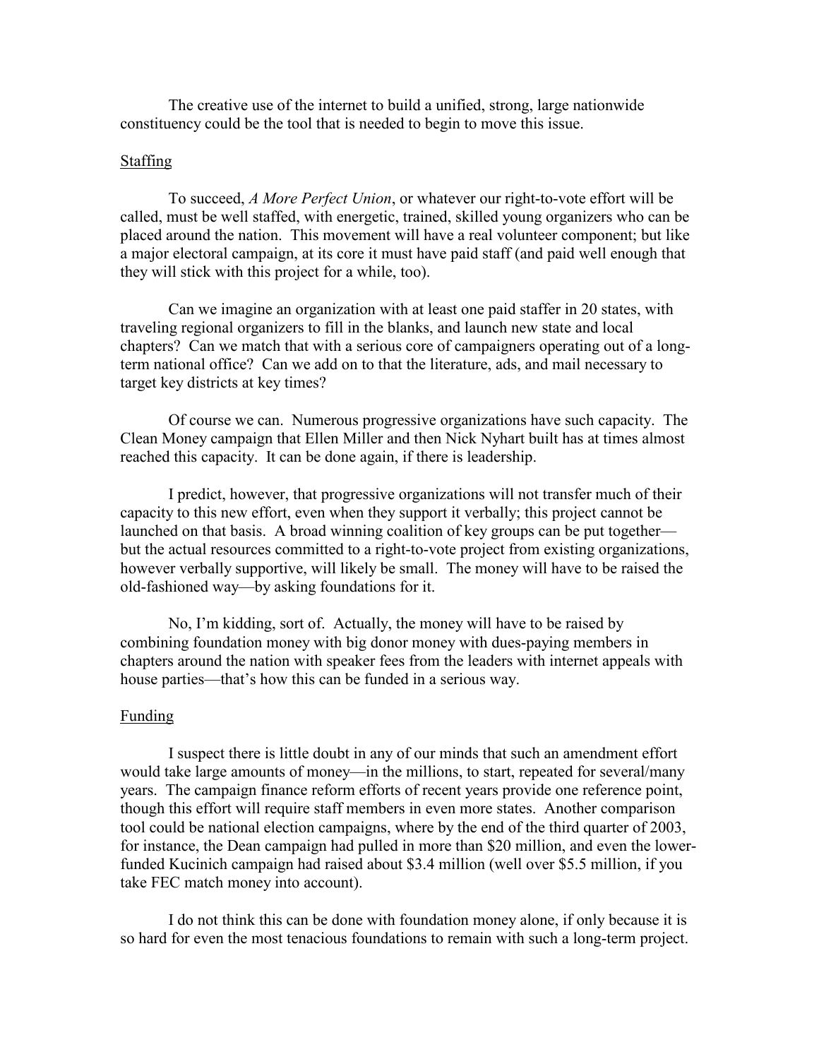The creative use of the internet to build a unified, strong, large nationwide constituency could be the tool that is needed to begin to move this issue.

## Staffing

To succeed, *A More Perfect Union*, or whatever our right-to-vote effort will be called, must be well staffed, with energetic, trained, skilled young organizers who can be placed around the nation. This movement will have a real volunteer component; but like a major electoral campaign, at its core it must have paid staff (and paid well enough that they will stick with this project for a while, too).

Can we imagine an organization with at least one paid staffer in 20 states, with traveling regional organizers to fill in the blanks, and launch new state and local chapters? Can we match that with a serious core of campaigners operating out of a long-term national office? Can we add on to that the literature, ads, and mail necessary to target key districts at key times?

Of course we can. Numerous progressive organizations have such capacity. The Clean Money campaign that Ellen Miller and then Nick Nyhart built has at times almost reached this capacity. It can be done again, if there is leadership.

I predict, however, that progressive organizations will not transfer much of their capacity to this new effort, even when they support it verbally; this project cannot be launched on that basis. A broad winning coalition of key groups can be put together—but the actual resources committed to a right-to-vote project from existing organizations, however verbally supportive, will likely be small. The money will have to be raised the old-fashioned way—by asking foundations for it.

No, I'm kidding, sort of. Actually, the money will have to be raised by combining foundation money with big donor money with dues-paying members in chapters around the nation with speaker fees from the leaders with internet appeals with house parties—that's how this can be funded in a serious way.

## Funding

I suspect there is little doubt in any of our minds that such an amendment effort would take large amounts of money—in the millions, to start, repeated for several/many years. The campaign finance reform efforts of recent years provide one reference point, though this effort will require staff members in even more states. Another comparison tool could be national election campaigns, where by the end of the third quarter of 2003, for instance, the Dean campaign had pulled in more than $20 million, and even the lower-funded Kucinich campaign had raised about $3.4 million (well over $5.5 million, if you take FEC match money into account).

I do not think this can be done with foundation money alone, if only because it is so hard for even the most tenacious foundations to remain with such a long-term project.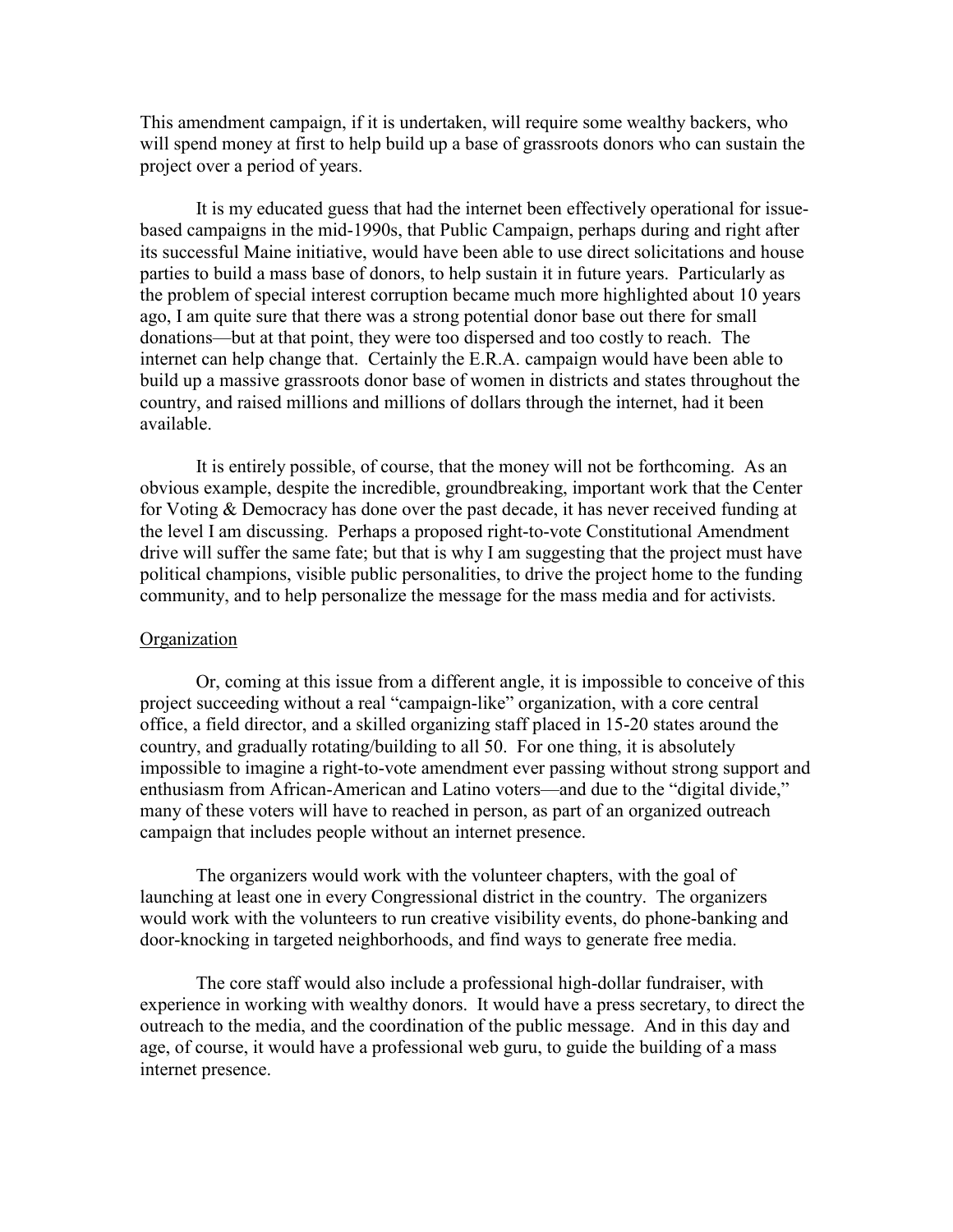This amendment campaign, if it is undertaken, will require some wealthy backers, who will spend money at first to help build up a base of grassroots donors who can sustain the project over a period of years.

It is my educated guess that had the internet been effectively operational for issue-based campaigns in the mid-1990s, that Public Campaign, perhaps during and right after its successful Maine initiative, would have been able to use direct solicitations and house parties to build a mass base of donors, to help sustain it in future years. Particularly as the problem of special interest corruption became much more highlighted about 10 years ago, I am quite sure that there was a strong potential donor base out there for small donations—but at that point, they were too dispersed and too costly to reach. The internet can help change that. Certainly the E.R.A. campaign would have been able to build up a massive grassroots donor base of women in districts and states throughout the country, and raised millions and millions of dollars through the internet, had it been available.

It is entirely possible, of course, that the money will not be forthcoming. As an obvious example, despite the incredible, groundbreaking, important work that the Center for Voting & Democracy has done over the past decade, it has never received funding at the level I am discussing. Perhaps a proposed right-to-vote Constitutional Amendment drive will suffer the same fate; but that is why I am suggesting that the project must have political champions, visible public personalities, to drive the project home to the funding community, and to help personalize the message for the mass media and for activists.

## Organization

Or, coming at this issue from a different angle, it is impossible to conceive of this project succeeding without a real "campaign-like" organization, with a core central office, a field director, and a skilled organizing staff placed in 15-20 states around the country, and gradually rotating/building to all 50. For one thing, it is absolutely impossible to imagine a right-to-vote amendment ever passing without strong support and enthusiasm from African-American and Latino voters—and due to the "digital divide," many of these voters will have to reached in person, as part of an organized outreach campaign that includes people without an internet presence.

The organizers would work with the volunteer chapters, with the goal of launching at least one in every Congressional district in the country. The organizers would work with the volunteers to run creative visibility events, do phone-banking and door-knocking in targeted neighborhoods, and find ways to generate free media.

The core staff would also include a professional high-dollar fundraiser, with experience in working with wealthy donors. It would have a press secretary, to direct the outreach to the media, and the coordination of the public message. And in this day and age, of course, it would have a professional web guru, to guide the building of a mass internet presence.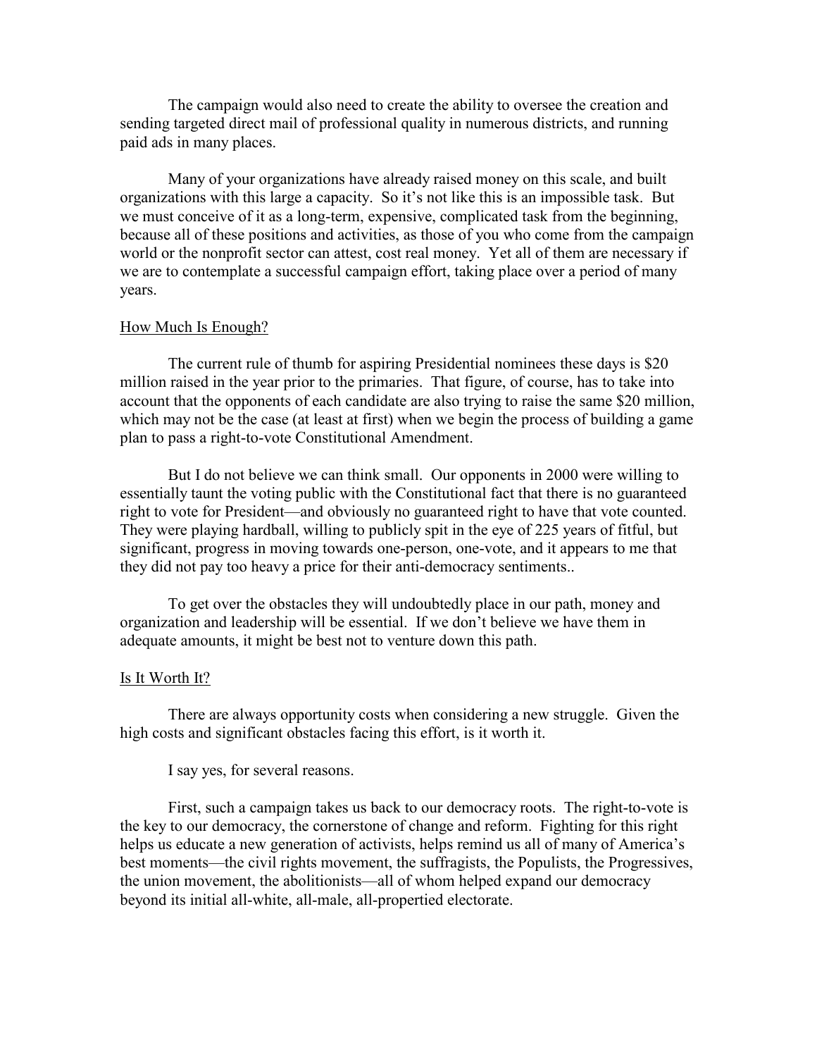The campaign would also need to create the ability to oversee the creation and sending targeted direct mail of professional quality in numerous districts, and running paid ads in many places.

Many of your organizations have already raised money on this scale, and built organizations with this large a capacity. So it's not like this is an impossible task. But we must conceive of it as a long-term, expensive, complicated task from the beginning, because all of these positions and activities, as those of you who come from the campaign world or the nonprofit sector can attest, cost real money. Yet all of them are necessary if we are to contemplate a successful campaign effort, taking place over a period of many years.

<u>How Much Is Enough?</u>

The current rule of thumb for aspiring Presidential nominees these days is $20 million raised in the year prior to the primaries. That figure, of course, has to take into account that the opponents of each candidate are also trying to raise the same $20 million, which may not be the case (at least at first) when we begin the process of building a game plan to pass a right-to-vote Constitutional Amendment.

But I do not believe we can think small. Our opponents in 2000 were willing to essentially taunt the voting public with the Constitutional fact that there is no guaranteed right to vote for President—and obviously no guaranteed right to have that vote counted. They were playing hardball, willing to publicly spit in the eye of 225 years of fitful, but significant, progress in moving towards one-person, one-vote, and it appears to me that they did not pay too heavy a price for their anti-democracy sentiments..

To get over the obstacles they will undoubtedly place in our path, money and organization and leadership will be essential. If we don't believe we have them in adequate amounts, it might be best not to venture down this path.

<u>Is It Worth It?</u>

There are always opportunity costs when considering a new struggle. Given the high costs and significant obstacles facing this effort, is it worth it.

I say yes, for several reasons.

First, such a campaign takes us back to our democracy roots. The right-to-vote is the key to our democracy, the cornerstone of change and reform. Fighting for this right helps us educate a new generation of activists, helps remind us all of many of America's best moments—the civil rights movement, the suffragists, the Populists, the Progressives, the union movement, the abolitionists—all of whom helped expand our democracy beyond its initial all-white, all-male, all-propertied electorate.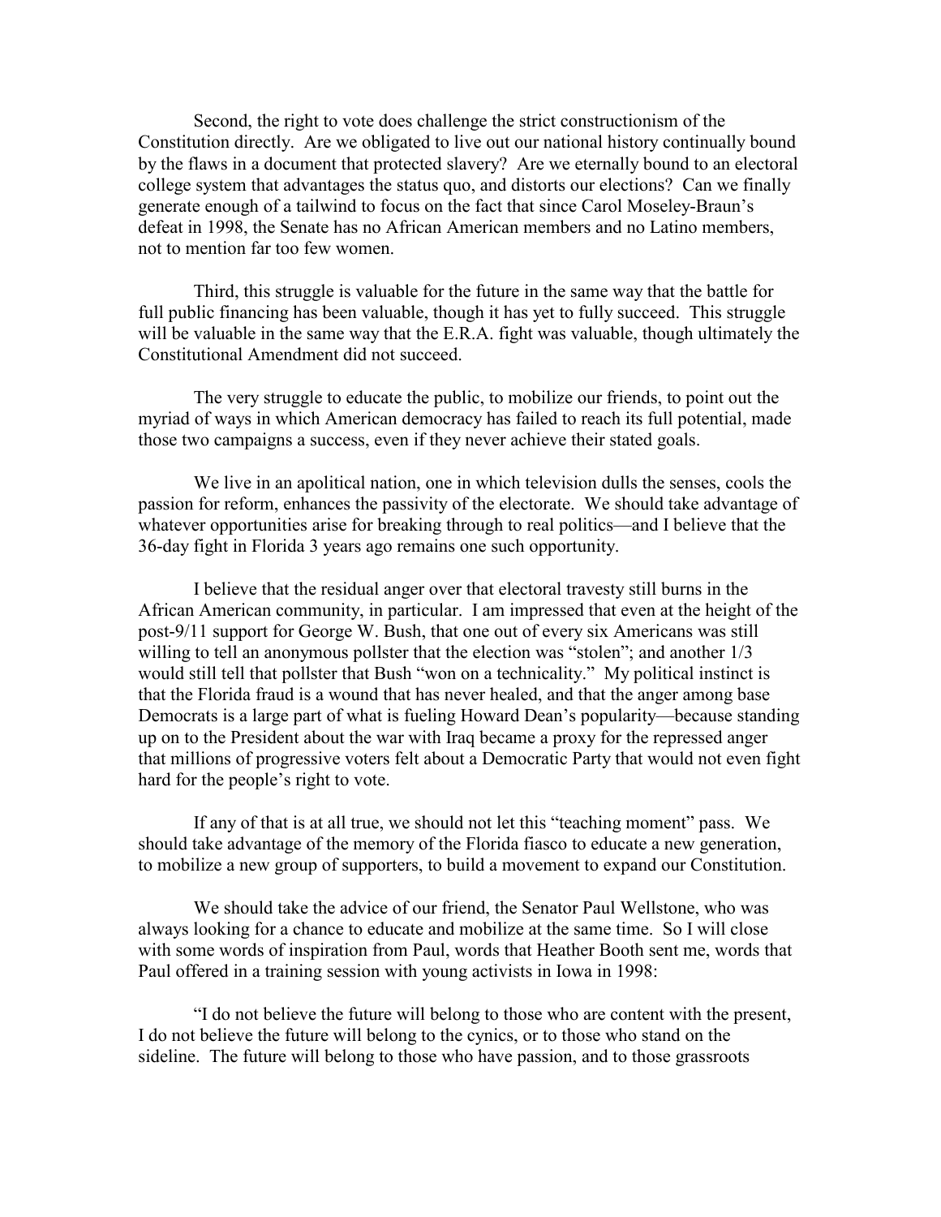Second, the right to vote does challenge the strict constructionism of the Constitution directly. Are we obligated to live out our national history continually bound by the flaws in a document that protected slavery? Are we eternally bound to an electoral college system that advantages the status quo, and distorts our elections? Can we finally generate enough of a tailwind to focus on the fact that since Carol Moseley-Braun's defeat in 1998, the Senate has no African American members and no Latino members, not to mention far too few women.

Third, this struggle is valuable for the future in the same way that the battle for full public financing has been valuable, though it has yet to fully succeed. This struggle will be valuable in the same way that the E.R.A. fight was valuable, though ultimately the Constitutional Amendment did not succeed.

The very struggle to educate the public, to mobilize our friends, to point out the myriad of ways in which American democracy has failed to reach its full potential, made those two campaigns a success, even if they never achieve their stated goals.

We live in an apolitical nation, one in which television dulls the senses, cools the passion for reform, enhances the passivity of the electorate. We should take advantage of whatever opportunities arise for breaking through to real politics—and I believe that the 36-day fight in Florida 3 years ago remains one such opportunity.

I believe that the residual anger over that electoral travesty still burns in the African American community, in particular. I am impressed that even at the height of the post-9/11 support for George W. Bush, that one out of every six Americans was still willing to tell an anonymous pollster that the election was "stolen"; and another 1/3 would still tell that pollster that Bush "won on a technicality." My political instinct is that the Florida fraud is a wound that has never healed, and that the anger among base Democrats is a large part of what is fueling Howard Dean's popularity—because standing up on to the President about the war with Iraq became a proxy for the repressed anger that millions of progressive voters felt about a Democratic Party that would not even fight hard for the people's right to vote.

If any of that is at all true, we should not let this "teaching moment" pass. We should take advantage of the memory of the Florida fiasco to educate a new generation, to mobilize a new group of supporters, to build a movement to expand our Constitution.

We should take the advice of our friend, the Senator Paul Wellstone, who was always looking for a chance to educate and mobilize at the same time. So I will close with some words of inspiration from Paul, words that Heather Booth sent me, words that Paul offered in a training session with young activists in Iowa in 1998:

"I do not believe the future will belong to those who are content with the present, I do not believe the future will belong to the cynics, or to those who stand on the sideline. The future will belong to those who have passion, and to those grassroots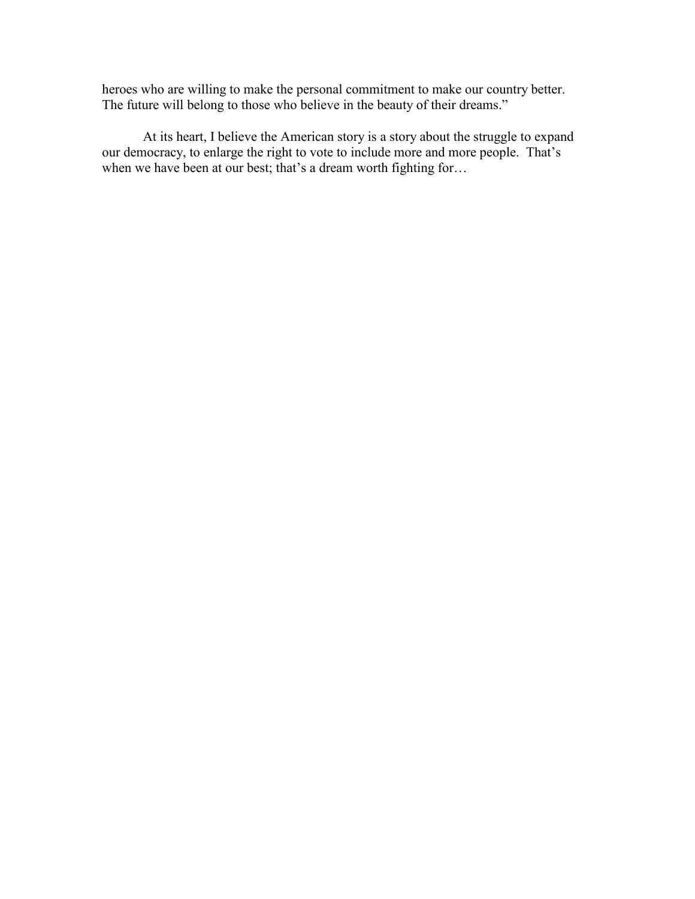heroes who are willing to make the personal commitment to make our country better. The future will belong to those who believe in the beauty of their dreams."

At its heart, I believe the American story is a story about the struggle to expand our democracy, to enlarge the right to vote to include more and more people. That's when we have been at our best; that's a dream worth fighting for…